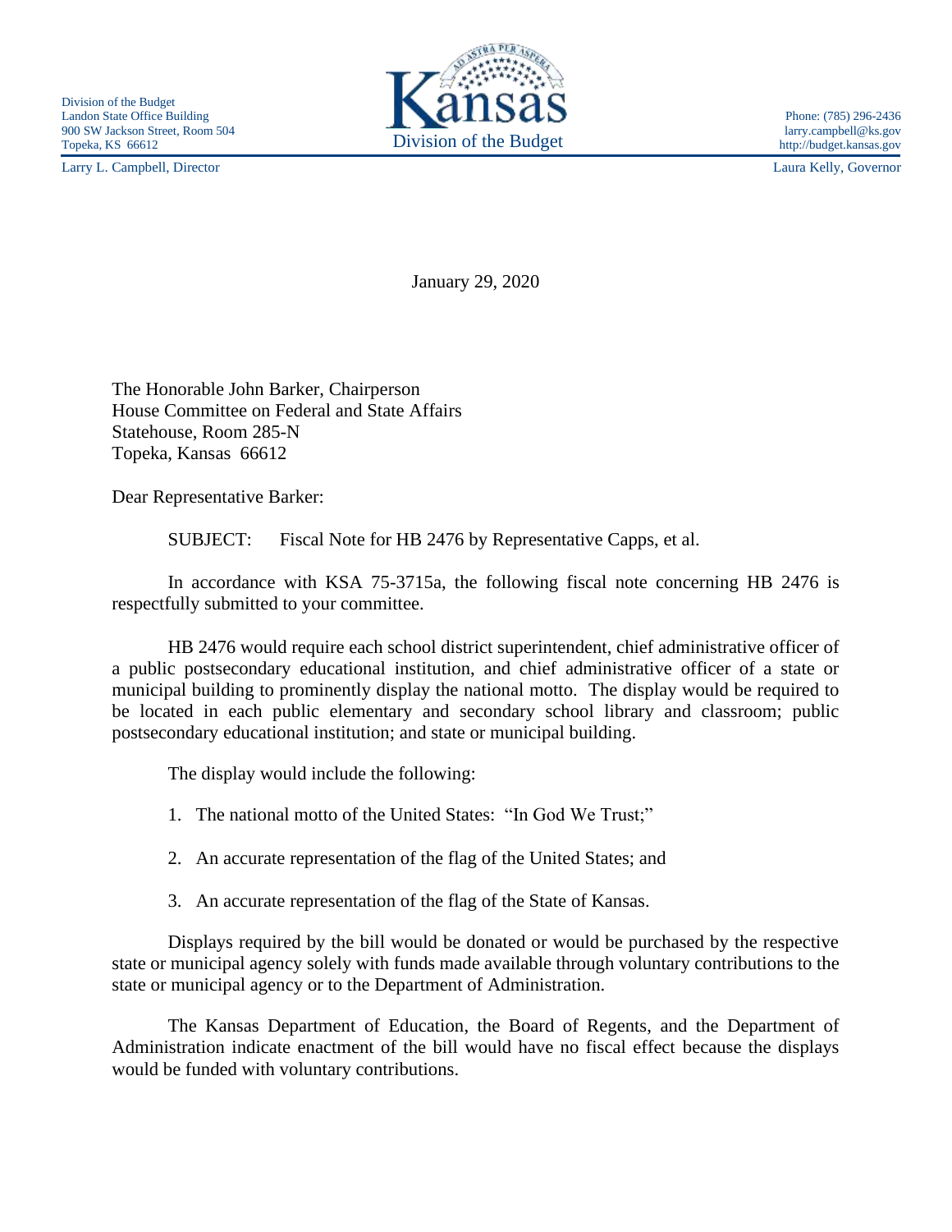Division of the Budget
Landon State Office Building
900 SW Jackson Street, Room 504
Topeka, KS 66612

Kansas
Division of the Budget

Phone: (785) 296-2436
larry.campbell@ks.gov
http://budget.kansas.gov

Larry L. Campbell, Director

Laura Kelly, Governor

January 29, 2020

The Honorable John Barker, Chairperson
House Committee on Federal and State Affairs
Statehouse, Room 285-N
Topeka, Kansas 66612

Dear Representative Barker:

SUBJECT: Fiscal Note for HB 2476 by Representative Capps, et al.

In accordance with KSA 75-3715a, the following fiscal note concerning HB 2476 is respectfully submitted to your committee.

HB 2476 would require each school district superintendent, chief administrative officer of a public postsecondary educational institution, and chief administrative officer of a state or municipal building to prominently display the national motto. The display would be required to be located in each public elementary and secondary school library and classroom; public postsecondary educational institution; and state or municipal building.

The display would include the following:

1. The national motto of the United States: "In God We Trust;"
2. An accurate representation of the flag of the United States; and
3. An accurate representation of the flag of the State of Kansas.

Displays required by the bill would be donated or would be purchased by the respective state or municipal agency solely with funds made available through voluntary contributions to the state or municipal agency or to the Department of Administration.

The Kansas Department of Education, the Board of Regents, and the Department of Administration indicate enactment of the bill would have no fiscal effect because the displays would be funded with voluntary contributions.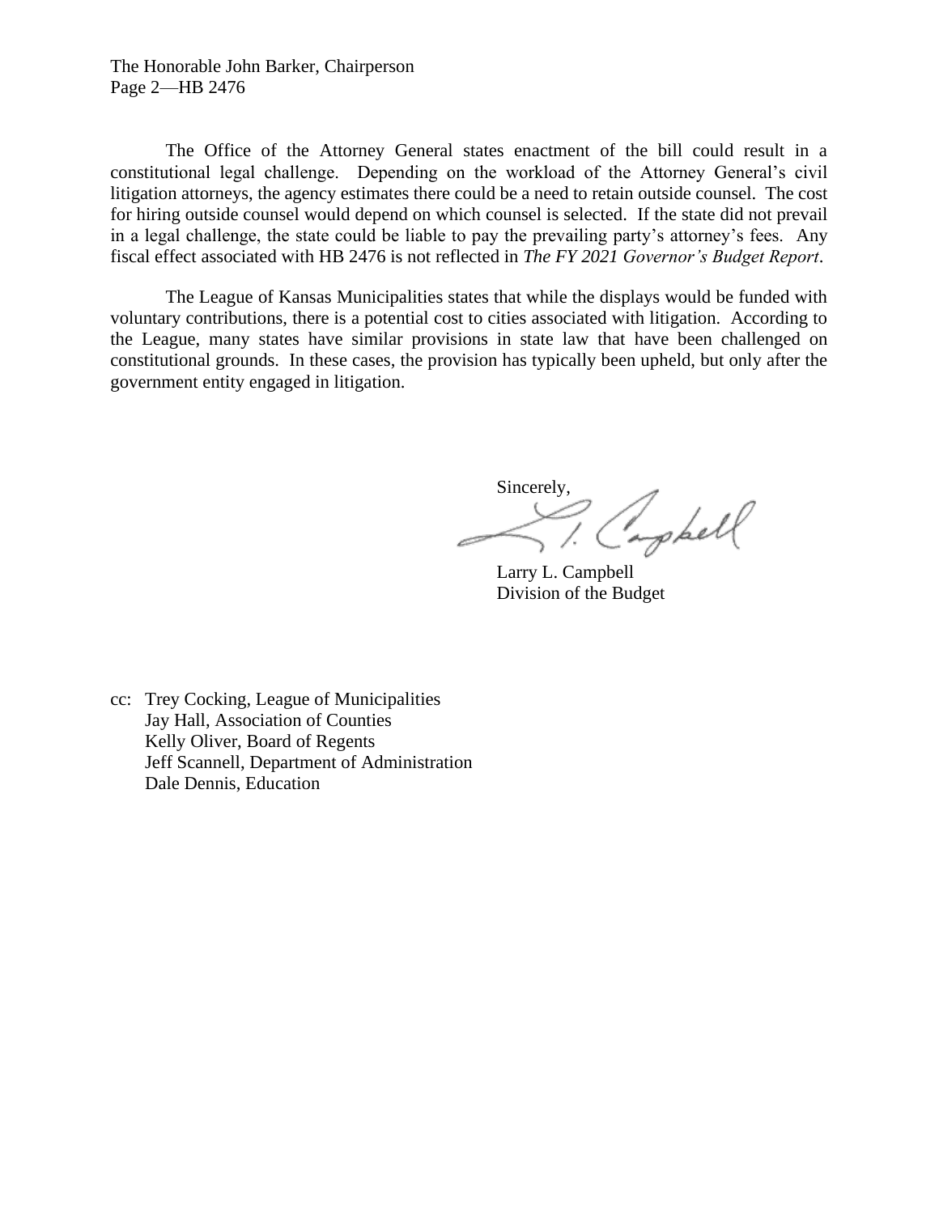The Office of the Attorney General states enactment of the bill could result in a constitutional legal challenge. Depending on the workload of the Attorney General's civil litigation attorneys, the agency estimates there could be a need to retain outside counsel. The cost for hiring outside counsel would depend on which counsel is selected. If the state did not prevail in a legal challenge, the state could be liable to pay the prevailing party's attorney's fees. Any fiscal effect associated with HB 2476 is not reflected in *The FY 2021 Governor's Budget Report*.

The League of Kansas Municipalities states that while the displays would be funded with voluntary contributions, there is a potential cost to cities associated with litigation. According to the League, many states have similar provisions in state law that have been challenged on constitutional grounds. In these cases, the provision has typically been upheld, but only after the government entity engaged in litigation.

Sincerely,

Larry L. Campbell
Division of the Budget

cc: Trey Cocking, League of Municipalities
Jay Hall, Association of Counties
Kelly Oliver, Board of Regents
Jeff Scannell, Department of Administration
Dale Dennis, Education